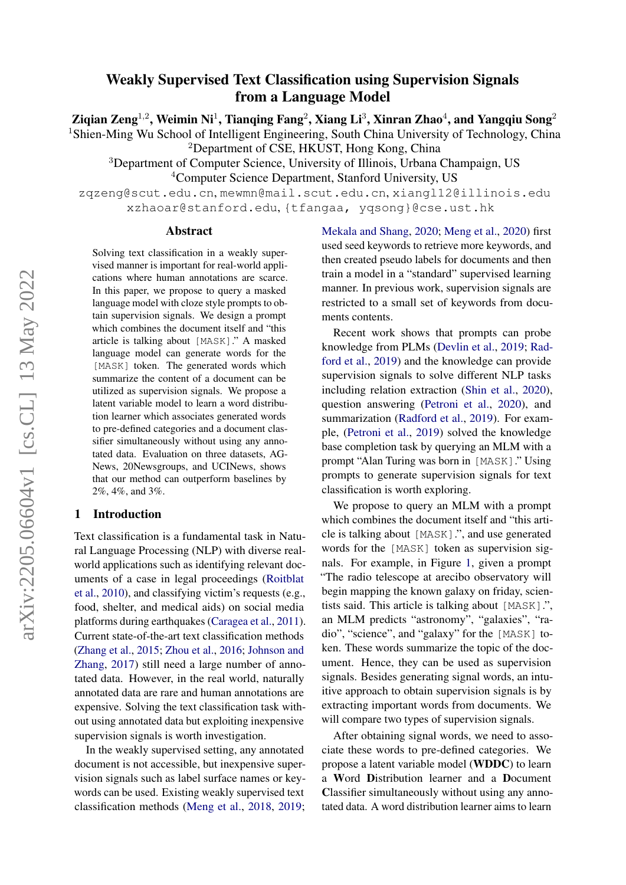# Weakly Supervised Text Classification using Supervision Signals from a Language Model

**Ziqian Zeng[1,2], Weimin Ni[1], Tianqing Fang[2], Xiang Li[3], Xinran Zhao[4], and Yangqiu Song[2]**

[1]Shien-Ming Wu School of Intelligent Engineering, South China University of Technology, China
[2]Department of CSE, HKUST, Hong Kong, China
[3]Department of Computer Science, University of Illinois, Urbana Champaign, US
[4]Computer Science Department, Stanford University, US

zqzeng@scut.edu.cn, mewmn@mail.scut.edu.cn, xiangl12@illinois.edu
xzhaoar@stanford.edu, {tfangaa, yqsong}@cse.ust.hk

## Abstract

Solving text classification in a weakly supervised manner is important for real-world applications where human annotations are scarce. In this paper, we propose to query a masked language model with cloze style prompts to obtain supervision signals. We design a prompt which combines the document itself and "this article is talking about [MASK]." A masked language model can generate words for the [MASK] token. The generated words which summarize the content of a document can be utilized as supervision signals. We propose a latent variable model to learn a word distribution learner which associates generated words to pre-defined categories and a document classifier simultaneously without using any annotated data. Evaluation on three datasets, AGNews, 20Newsgroups, and UCINews, shows that our method can outperform baselines by 2%, 4%, and 3%.

## 1 Introduction

Text classification is a fundamental task in Natural Language Processing (NLP) with diverse real-world applications such as identifying relevant documents of a case in legal proceedings (Roitblat et al., 2010), and classifying victim's requests (e.g., food, shelter, and medical aids) on social media platforms during earthquakes (Caragea et al., 2011). Current state-of-the-art text classification methods (Zhang et al., 2015; Zhou et al., 2016; Johnson and Zhang, 2017) still need a large number of annotated data. However, in the real world, naturally annotated data are rare and human annotations are expensive. Solving the text classification task without using annotated data but exploiting inexpensive supervision signals is worth investigation.

In the weakly supervised setting, any annotated document is not accessible, but inexpensive supervision signals such as label surface names or keywords can be used. Existing weakly supervised text classification methods (Meng et al., 2018, 2019; Mekala and Shang, 2020; Meng et al., 2020) first used seed keywords to retrieve more keywords, and then created pseudo labels for documents and then train a model in a "standard" supervised learning manner. In previous work, supervision signals are restricted to a small set of keywords from documents contents.

Recent work shows that prompts can probe knowledge from PLMs (Devlin et al., 2019; Radford et al., 2019) and the knowledge can provide supervision signals to solve different NLP tasks including relation extraction (Shin et al., 2020), question answering (Petroni et al., 2020), and summarization (Radford et al., 2019). For example, (Petroni et al., 2019) solved the knowledge base completion task by querying an MLM with a prompt "Alan Turing was born in [MASK]." Using prompts to generate supervision signals for text classification is worth exploring.

We propose to query an MLM with a prompt which combines the document itself and "this article is talking about [MASK].", and use generated words for the [MASK] token as supervision signals. For example, in Figure 1, given a prompt "The radio telescope at arecibo observatory will begin mapping the known galaxy on friday, scientists said. This article is talking about [MASK].", an MLM predicts "astronomy", "galaxies", "radio", "science", and "galaxy" for the [MASK] token. These words summarize the topic of the document. Hence, they can be used as supervision signals. Besides generating signal words, an intuitive approach to obtain supervision signals is by extracting important words from documents. We will compare two types of supervision signals.

After obtaining signal words, we need to associate these words to pre-defined categories. We propose a latent variable model (**WDDC**) to learn a **W**ord **D**istribution learner and a **D**ocument **C**lassifier simultaneously without using any annotated data. A word distribution learner aims to learn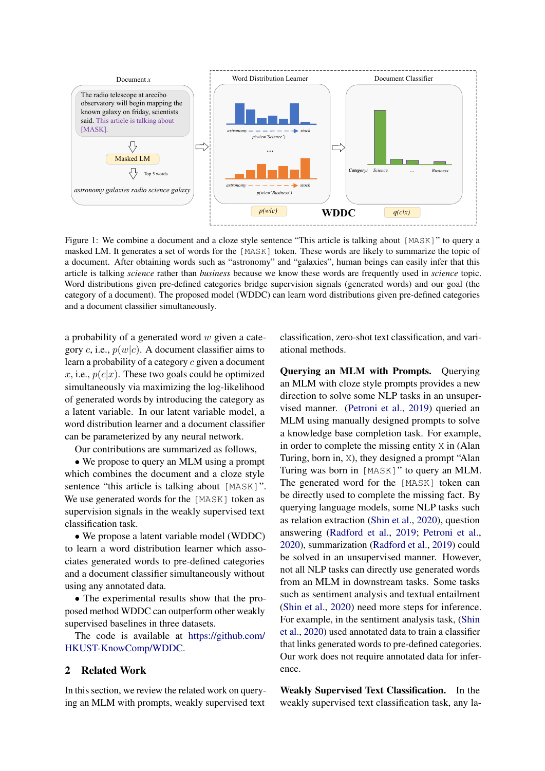Figure 1: We combine a document and a cloze style sentence "This article is talking about [MASK]" to query a masked LM. It generates a set of words for the [MASK] token. These words are likely to summarize the topic of a document. After obtaining words such as "astronomy" and "galaxies", human beings can easily infer that this article is talking *science* rather than *business* because we know these words are frequently used in *science* topic. Word distributions given pre-defined categories bridge supervision signals (generated words) and our goal (the category of a document). The proposed model (WDDC) can learn word distributions given pre-defined categories and a document classifier simultaneously.

a probability of a generated word $w$ given a category $c$, i.e., $p(w|c)$. A document classifier aims to learn a probability of a category $c$ given a document $x$, i.e., $p(c|x)$. These two goals could be optimized simultaneously via maximizing the log-likelihood of generated words by introducing the category as a latent variable. In our latent variable model, a word distribution learner and a document classifier can be parameterized by any neural network.

Our contributions are summarized as follows,

- We propose to query an MLM using a prompt which combines the document and a cloze style sentence "this article is talking about [MASK]". We use generated words for the [MASK] token as supervision signals in the weakly supervised text classification task.
- We propose a latent variable model (WDDC) to learn a word distribution learner which associates generated words to pre-defined categories and a document classifier simultaneously without using any annotated data.
- The experimental results show that the proposed method WDDC can outperform other weakly supervised baselines in three datasets.

The code is available at https://github.com/HKUST-KnowComp/WDDC.

## 2 Related Work

In this section, we review the related work on querying an MLM with prompts, weakly supervised text classification, zero-shot text classification, and variational methods.

**Querying an MLM with Prompts.** Querying an MLM with cloze style prompts provides a new direction to solve some NLP tasks in an unsupervised manner. (Petroni et al., 2019) queried an MLM using manually designed prompts to solve a knowledge base completion task. For example, in order to complete the missing entity X in (Alan Turing, born in, X), they designed a prompt "Alan Turing was born in [MASK]" to query an MLM. The generated word for the [MASK] token can be directly used to complete the missing fact. By querying language models, some NLP tasks such as relation extraction (Shin et al., 2020), question answering (Radford et al., 2019; Petroni et al., 2020), summarization (Radford et al., 2019) could be solved in an unsupervised manner. However, not all NLP tasks can directly use generated words from an MLM in downstream tasks. Some tasks such as sentiment analysis and textual entailment (Shin et al., 2020) need more steps for inference. For example, in the sentiment analysis task, (Shin et al., 2020) used annotated data to train a classifier that links generated words to pre-defined categories. Our work does not require annotated data for inference.

**Weakly Supervised Text Classification.** In the weakly supervised text classification task, any la-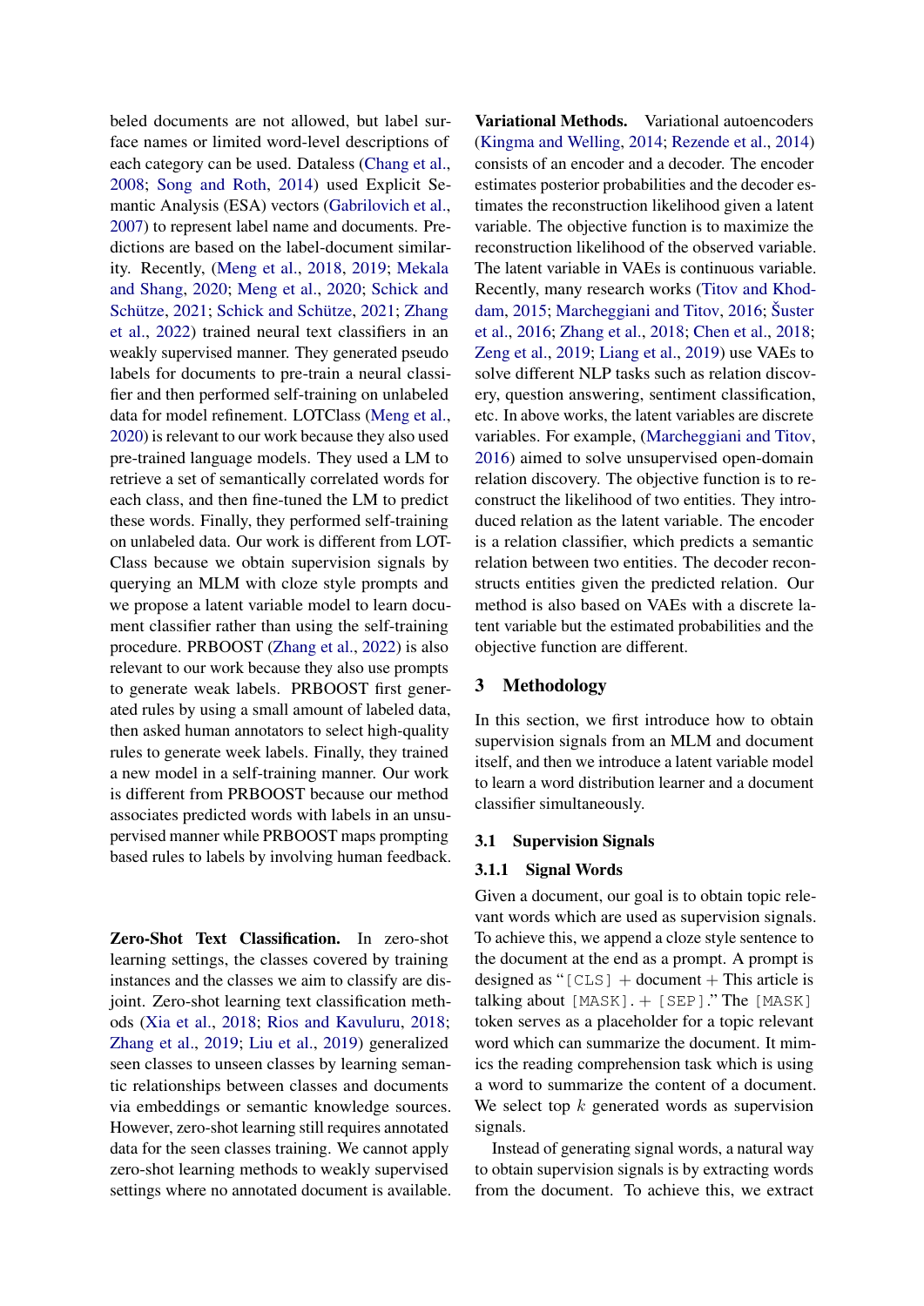beled documents are not allowed, but label surface names or limited word-level descriptions of each category can be used. Dataless (Chang et al., 2008; Song and Roth, 2014) used Explicit Semantic Analysis (ESA) vectors (Gabrilovich et al., 2007) to represent label name and documents. Predictions are based on the label-document similarity. Recently, (Meng et al., 2018, 2019; Mekala and Shang, 2020; Meng et al., 2020; Schick and Schütze, 2021; Schick and Schütze, 2021; Zhang et al., 2022) trained neural text classifiers in an weakly supervised manner. They generated pseudo labels for documents to pre-train a neural classifier and then performed self-training on unlabeled data for model refinement. LOTClass (Meng et al., 2020) is relevant to our work because they also used pre-trained language models. They used a LM to retrieve a set of semantically correlated words for each class, and then fine-tuned the LM to predict these words. Finally, they performed self-training on unlabeled data. Our work is different from LOTClass because we obtain supervision signals by querying an MLM with cloze style prompts and we propose a latent variable model to learn document classifier rather than using the self-training procedure. PRBOOST (Zhang et al., 2022) is also relevant to our work because they also use prompts to generate weak labels. PRBOOST first generated rules by using a small amount of labeled data, then asked human annotators to select high-quality rules to generate week labels. Finally, they trained a new model in a self-training manner. Our work is different from PRBOOST because our method associates predicted words with labels in an unsupervised manner while PRBOOST maps prompting based rules to labels by involving human feedback.

**Zero-Shot Text Classification.** In zero-shot learning settings, the classes covered by training instances and the classes we aim to classify are disjoint. Zero-shot learning text classification methods (Xia et al., 2018; Rios and Kavuluru, 2018; Zhang et al., 2019; Liu et al., 2019) generalized seen classes to unseen classes by learning semantic relationships between classes and documents via embeddings or semantic knowledge sources. However, zero-shot learning still requires annotated data for the seen classes training. We cannot apply zero-shot learning methods to weakly supervised settings where no annotated document is available.

**Variational Methods.** Variational autoencoders (Kingma and Welling, 2014; Rezende et al., 2014) consists of an encoder and a decoder. The encoder estimates posterior probabilities and the decoder estimates the reconstruction likelihood given a latent variable. The objective function is to maximize the reconstruction likelihood of the observed variable. The latent variable in VAEs is continuous variable. Recently, many research works (Titov and Khoddam, 2015; Marcheggiani and Titov, 2016; Šuster et al., 2016; Zhang et al., 2018; Chen et al., 2018; Zeng et al., 2019; Liang et al., 2019) use VAEs to solve different NLP tasks such as relation discovery, question answering, sentiment classification, etc. In above works, the latent variables are discrete variables. For example, (Marcheggiani and Titov, 2016) aimed to solve unsupervised open-domain relation discovery. The objective function is to reconstruct the likelihood of two entities. They introduced relation as the latent variable. The encoder is a relation classifier, which predicts a semantic relation between two entities. The decoder reconstructs entities given the predicted relation. Our method is also based on VAEs with a discrete latent variable but the estimated probabilities and the objective function are different.

## 3 Methodology

In this section, we first introduce how to obtain supervision signals from an MLM and document itself, and then we introduce a latent variable model to learn a word distribution learner and a document classifier simultaneously.

### 3.1 Supervision Signals

#### 3.1.1 Signal Words

Given a document, our goal is to obtain topic relevant words which are used as supervision signals. To achieve this, we append a cloze style sentence to the document at the end as a prompt. A prompt is designed as "`[CLS]` + document + This article is talking about `[MASK]`. + `[SEP]`." The `[MASK]` token serves as a placeholder for a topic relevant word which can summarize the document. It mimics the reading comprehension task which is using a word to summarize the content of a document. We select top $k$ generated words as supervision signals.

Instead of generating signal words, a natural way to obtain supervision signals is by extracting words from the document. To achieve this, we extract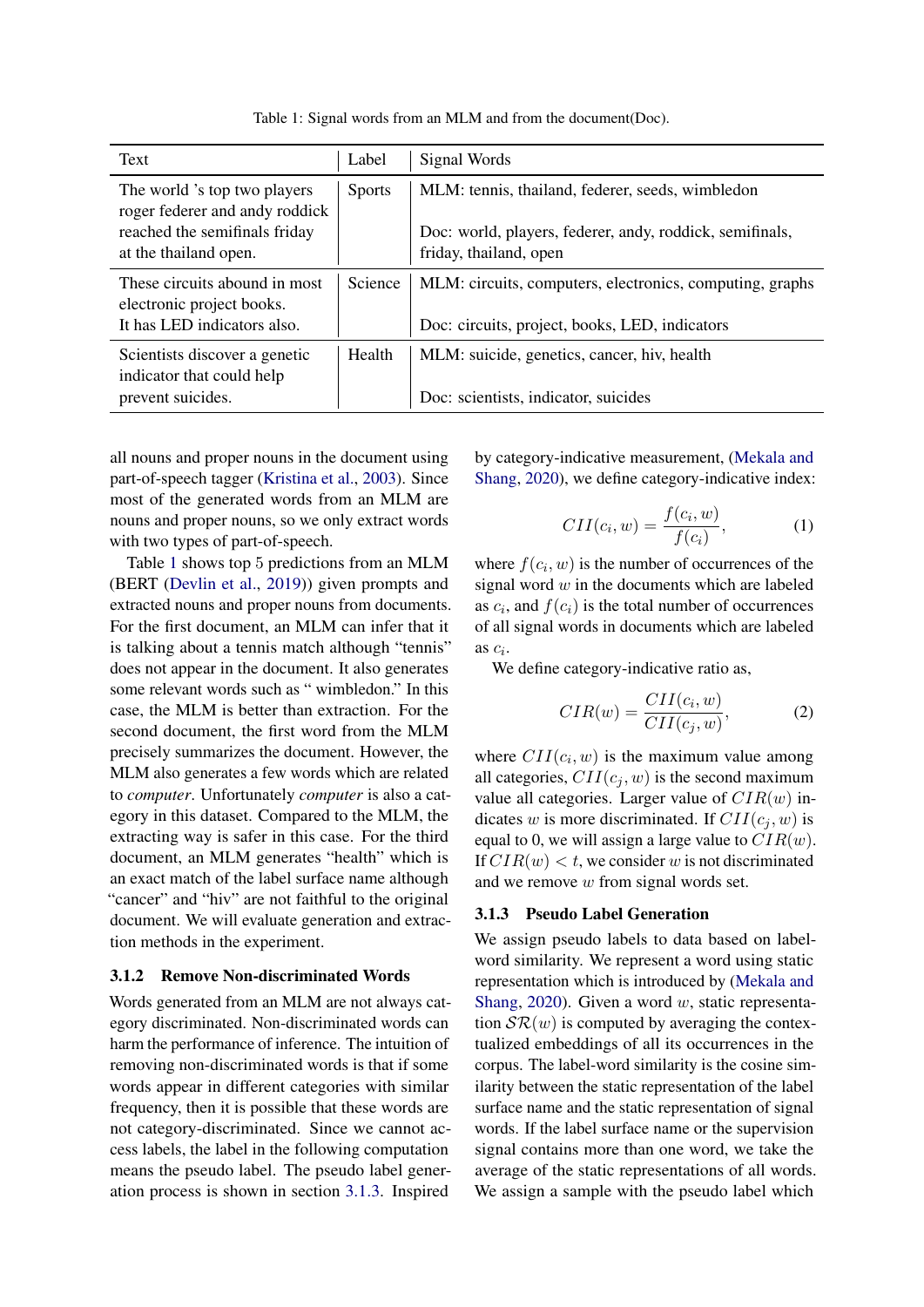Table 1: Signal words from an MLM and from the document(Doc).

| Text | Label | Signal Words |
|---|---|---|
| The world 's top two players roger federer and andy roddick reached the semifinals friday at the thailand open. | Sports | MLM: tennis, thailand, federer, seeds, wimbledon<br><br>Doc: world, players, federer, andy, roddick, semifinals, friday, thailand, open |
| These circuits abound in most electronic project books. It has LED indicators also. | Science | MLM: circuits, computers, electronics, computing, graphs<br><br>Doc: circuits, project, books, LED, indicators |
| Scientists discover a genetic indicator that could help prevent suicides. | Health | MLM: suicide, genetics, cancer, hiv, health<br><br>Doc: scientists, indicator, suicides |

all nouns and proper nouns in the document using part-of-speech tagger (Kristina et al., 2003). Since most of the generated words from an MLM are nouns and proper nouns, so we only extract words with two types of part-of-speech.

Table 1 shows top 5 predictions from an MLM (BERT (Devlin et al., 2019)) given prompts and extracted nouns and proper nouns from documents. For the first document, an MLM can infer that it is talking about a tennis match although "tennis" does not appear in the document. It also generates some relevant words such as " wimbledon." In this case, the MLM is better than extraction. For the second document, the first word from the MLM precisely summarizes the document. However, the MLM also generates a few words which are related to *computer*. Unfortunately *computer* is also a category in this dataset. Compared to the MLM, the extracting way is safer in this case. For the third document, an MLM generates "health" which is an exact match of the label surface name although "cancer" and "hiv" are not faithful to the original document. We will evaluate generation and extraction methods in the experiment.

#### 3.1.2 Remove Non-discriminated Words

Words generated from an MLM are not always category discriminated. Non-discriminated words can harm the performance of inference. The intuition of removing non-discriminated words is that if some words appear in different categories with similar frequency, then it is possible that these words are not category-discriminated. Since we cannot access labels, the label in the following computation means the pseudo label. The pseudo label generation process is shown in section 3.1.3. Inspired by category-indicative measurement, (Mekala and Shang, 2020), we define category-indicative index:

$$CII(c_i, w) = \frac{f(c_i, w)}{f(c_i)}, \tag{1}$$

where $f(c_i, w)$ is the number of occurrences of the signal word $w$ in the documents which are labeled as $c_i$, and $f(c_i)$ is the total number of occurrences of all signal words in documents which are labeled as $c_i$.

We define category-indicative ratio as,

$$CIR(w) = \frac{CII(c_i, w)}{CII(c_j, w)}, \tag{2}$$

where $CII(c_i, w)$ is the maximum value among all categories, $CII(c_j, w)$ is the second maximum value all categories. Larger value of $CIR(w)$ indicates $w$ is more discriminated. If $CII(c_j, w)$ is equal to 0, we will assign a large value to $CIR(w)$. If $CIR(w) < t$, we consider $w$ is not discriminated and we remove $w$ from signal words set.

#### 3.1.3 Pseudo Label Generation

We assign pseudo labels to data based on label-word similarity. We represent a word using static representation which is introduced by (Mekala and Shang, 2020). Given a word $w$, static representation $\mathcal{SR}(w)$ is computed by averaging the contextualized embeddings of all its occurrences in the corpus. The label-word similarity is the cosine similarity between the static representation of the label surface name and the static representation of signal words. If the label surface name or the supervision signal contains more than one word, we take the average of the static representations of all words. We assign a sample with the pseudo label which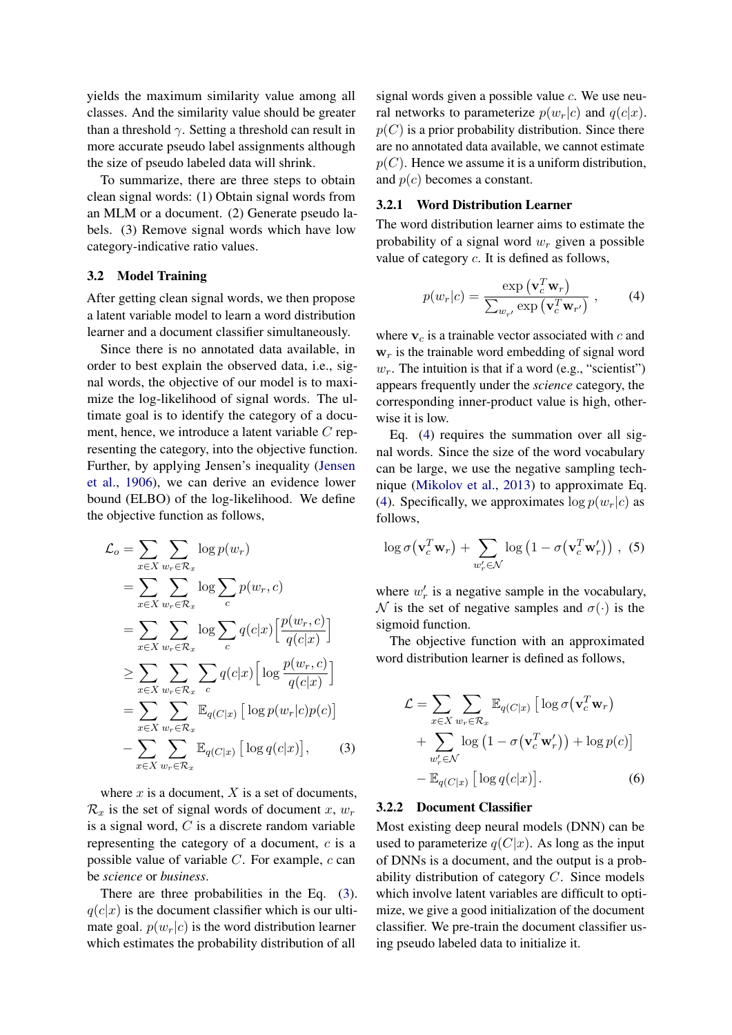yields the maximum similarity value among all classes. And the similarity value should be greater than a threshold $\gamma$. Setting a threshold can result in more accurate pseudo label assignments although the size of pseudo labeled data will shrink.

To summarize, there are three steps to obtain clean signal words: (1) Obtain signal words from an MLM or a document. (2) Generate pseudo labels. (3) Remove signal words which have low category-indicative ratio values.

### 3.2 Model Training

After getting clean signal words, we then propose a latent variable model to learn a word distribution learner and a document classifier simultaneously.

Since there is no annotated data available, in order to best explain the observed data, i.e., signal words, the objective of our model is to maximize the log-likelihood of signal words. The ultimate goal is to identify the category of a document, hence, we introduce a latent variable $C$ representing the category, into the objective function. Further, by applying Jensen's inequality (Jensen et al., 1906), we can derive an evidence lower bound (ELBO) of the log-likelihood. We define the objective function as follows,

$$
\begin{aligned}
\mathcal{L}_o &= \sum_{x \in X} \sum_{w_r \in \mathcal{R}_x} \log p(w_r) \\
&= \sum_{x \in X} \sum_{w_r \in \mathcal{R}_x} \log \sum_{c} p(w_r, c) \\
&= \sum_{x \in X} \sum_{w_r \in \mathcal{R}_x} \log \sum_{c} q(c|x) \Big[ \frac{p(w_r, c)}{q(c|x)} \Big] \\
&\geq \sum_{x \in X} \sum_{w_r \in \mathcal{R}_x} \sum_{c} q(c|x) \Big[ \log \frac{p(w_r, c)}{q(c|x)} \Big] \\
&= \sum_{x \in X} \sum_{w_r \in \mathcal{R}_x} \mathbb{E}_{q(C|x)} \big[ \log p(w_r|c) p(c) \big] \\
&\quad - \sum_{x \in X} \sum_{w_r \in \mathcal{R}_x} \mathbb{E}_{q(C|x)} \big[ \log q(c|x) \big], \qquad (3)
\end{aligned}
$$

where $x$ is a document, $X$ is a set of documents, $\mathcal{R}_x$ is the set of signal words of document $x$, $w_r$ is a signal word, $C$ is a discrete random variable representing the category of a document, $c$ is a possible value of variable $C$. For example, $c$ can be *science* or *business*.

There are three probabilities in the Eq. (3). $q(c|x)$ is the document classifier which is our ultimate goal. $p(w_r|c)$ is the word distribution learner which estimates the probability distribution of all signal words given a possible value $c$. We use neural networks to parameterize $p(w_r|c)$ and $q(c|x)$. $p(C)$ is a prior probability distribution. Since there are no annotated data available, we cannot estimate $p(C)$. Hence we assume it is a uniform distribution, and $p(c)$ becomes a constant.

#### 3.2.1 Word Distribution Learner

The word distribution learner aims to estimate the probability of a signal word $w_r$ given a possible value of category $c$. It is defined as follows,

$$
p(w_r|c) = \frac{\exp\left(\mathbf{v}_c^T \mathbf{w}_r\right)}{\sum_{w_{r'}} \exp\left(\mathbf{v}_c^T \mathbf{w}_{r'}\right)}, \qquad (4)
$$

where $\mathbf{v}_c$ is a trainable vector associated with $c$ and $\mathbf{w}_r$ is the trainable word embedding of signal word $w_r$. The intuition is that if a word (e.g., "scientist") appears frequently under the *science* category, the corresponding inner-product value is high, otherwise it is low.

Eq. (4) requires the summation over all signal words. Since the size of the word vocabulary can be large, we use the negative sampling technique (Mikolov et al., 2013) to approximate Eq. (4). Specifically, we approximates $\log p(w_r|c)$ as follows,

$$
\log \sigma\big(\mathbf{v}_c^T \mathbf{w}_r\big) + \sum_{w'_r \in \mathcal{N}} \log\big(1 - \sigma\big(\mathbf{v}_c^T \mathbf{w}'_r\big)\big), \qquad (5)
$$

where $w'_r$ is a negative sample in the vocabulary, $\mathcal{N}$ is the set of negative samples and $\sigma(\cdot)$ is the sigmoid function.

The objective function with an approximated word distribution learner is defined as follows,

$$
\begin{aligned}
\mathcal{L} = \sum_{x \in X} \sum_{w_r \in \mathcal{R}_x} & \mathbb{E}_{q(C|x)} \big[ \log \sigma\big(\mathbf{v}_c^T \mathbf{w}_r\big) \\
&+ \sum_{w'_r \in \mathcal{N}} \log\big(1 - \sigma\big(\mathbf{v}_c^T \mathbf{w}'_r\big)\big) + \log p(c) \big] \\
&- \mathbb{E}_{q(C|x)} \big[ \log q(c|x) \big]. \qquad (6)
\end{aligned}
$$

#### 3.2.2 Document Classifier

Most existing deep neural models (DNN) can be used to parameterize $q(C|x)$. As long as the input of DNNs is a document, and the output is a probability distribution of category $C$. Since models which involve latent variables are difficult to optimize, we give a good initialization of the document classifier. We pre-train the document classifier using pseudo labeled data to initialize it.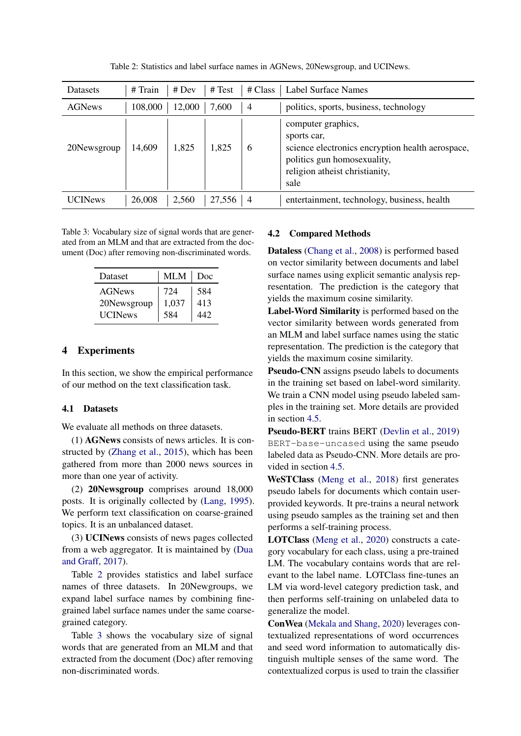Table 2: Statistics and label surface names in AGNews, 20Newsgroup, and UCINews.

| Datasets | # Train | # Dev | # Test | # Class | Label Surface Names |
|---|---|---|---|---|---|
| AGNews | 108,000 | 12,000 | 7,600 | 4 | politics, sports, business, technology |
| 20Newsgroup | 14,609 | 1,825 | 1,825 | 6 | computer graphics,<br>sports car,<br>science electronics encryption health aerospace,<br>politics gun homosexuality,<br>religion atheist christianity,<br>sale |
| UCINews | 26,008 | 2,560 | 27,556 | 4 | entertainment, technology, business, health |

Table 3: Vocabulary size of signal words that are generated from an MLM and that are extracted from the document (Doc) after removing non-discriminated words.

| Dataset | MLM | Doc |
|---|---|---|
| AGNews | 724 | 584 |
| 20Newsgroup | 1,037 | 413 |
| UCINews | 584 | 442 |

# 4 Experiments

In this section, we show the empirical performance of our method on the text classification task.

## 4.1 Datasets

We evaluate all methods on three datasets.

(1) **AGNews** consists of news articles. It is constructed by (Zhang et al., 2015), which has been gathered from more than 2000 news sources in more than one year of activity.

(2) **20Newsgroup** comprises around 18,000 posts. It is originally collected by (Lang, 1995). We perform text classification on coarse-grained topics. It is an unbalanced dataset.

(3) **UCINews** consists of news pages collected from a web aggregator. It is maintained by (Dua and Graff, 2017).

Table 2 provides statistics and label surface names of three datasets. In 20Newgroups, we expand label surface names by combining fine-grained label surface names under the same coarse-grained category.

Table 3 shows the vocabulary size of signal words that are generated from an MLM and that extracted from the document (Doc) after removing non-discriminated words.

## 4.2 Compared Methods

**Dataless** (Chang et al., 2008) is performed based on vector similarity between documents and label surface names using explicit semantic analysis representation. The prediction is the category that yields the maximum cosine similarity.

**Label-Word Similarity** is performed based on the vector similarity between words generated from an MLM and label surface names using the static representation. The prediction is the category that yields the maximum cosine similarity.

**Pseudo-CNN** assigns pseudo labels to documents in the training set based on label-word similarity. We train a CNN model using pseudo labeled samples in the training set. More details are provided in section 4.5.

**Pseudo-BERT** trains BERT (Devlin et al., 2019) `BERT-base-uncased` using the same pseudo labeled data as Pseudo-CNN. More details are provided in section 4.5.

**WeSTClass** (Meng et al., 2018) first generates pseudo labels for documents which contain user-provided keywords. It pre-trains a neural network using pseudo samples as the training set and then performs a self-training process.

**LOTClass** (Meng et al., 2020) constructs a category vocabulary for each class, using a pre-trained LM. The vocabulary contains words that are relevant to the label name. LOTClass fine-tunes an LM via word-level category prediction task, and then performs self-training on unlabeled data to generalize the model.

**ConWea** (Mekala and Shang, 2020) leverages contextualized representations of word occurrences and seed word information to automatically distinguish multiple senses of the same word. The contextualized corpus is used to train the classifier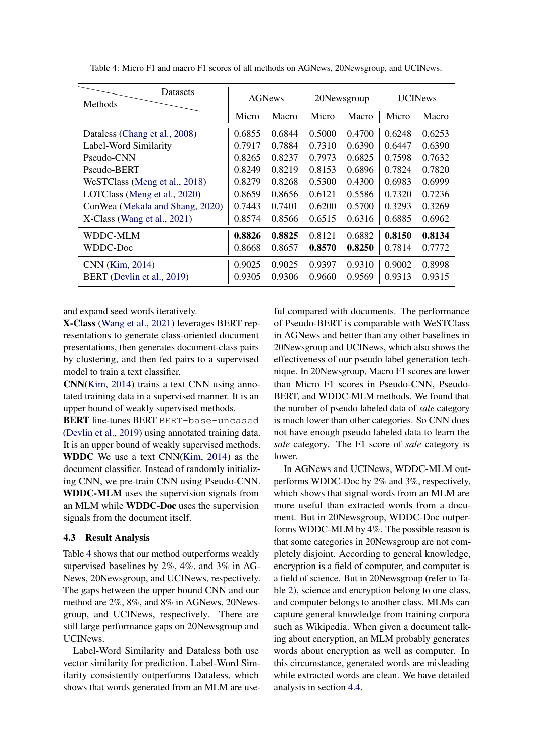Table 4: Micro F1 and macro F1 scores of all methods on AGNews, 20Newsgroup, and UCINews.

| Methods \ Datasets | AGNews | | 20Newsgroup | | UCINews | |
|---|---|---|---|---|---|---|
| | Micro | Macro | Micro | Macro | Micro | Macro |
| Dataless (Chang et al., 2008) | 0.6855 | 0.6844 | 0.5000 | 0.4700 | 0.6248 | 0.6253 |
| Label-Word Similarity | 0.7917 | 0.7884 | 0.7310 | 0.6390 | 0.6447 | 0.6390 |
| Pseudo-CNN | 0.8265 | 0.8237 | 0.7973 | 0.6825 | 0.7598 | 0.7632 |
| Pseudo-BERT | 0.8249 | 0.8219 | 0.8153 | 0.6896 | 0.7824 | 0.7820 |
| WeSTClass (Meng et al., 2018) | 0.8279 | 0.8268 | 0.5300 | 0.4300 | 0.6983 | 0.6999 |
| LOTClass (Meng et al., 2020) | 0.8659 | 0.8656 | 0.6121 | 0.5586 | 0.7320 | 0.7236 |
| ConWea (Mekala and Shang, 2020) | 0.7443 | 0.7401 | 0.6200 | 0.5700 | 0.3293 | 0.3269 |
| X-Class (Wang et al., 2021) | 0.8574 | 0.8566 | 0.6515 | 0.6316 | 0.6885 | 0.6962 |
| WDDC-MLM | **0.8826** | **0.8825** | 0.8121 | 0.6882 | **0.8150** | **0.8134** |
| WDDC-Doc | 0.8668 | 0.8657 | **0.8570** | **0.8250** | 0.7814 | 0.7772 |
| CNN (Kim, 2014) | 0.9025 | 0.9025 | 0.9397 | 0.9310 | 0.9002 | 0.8998 |
| BERT (Devlin et al., 2019) | 0.9305 | 0.9306 | 0.9660 | 0.9569 | 0.9313 | 0.9315 |

and expand seed words iteratively.

**X-Class** (Wang et al., 2021) leverages BERT representations to generate class-oriented document presentations, then generates document-class pairs by clustering, and then fed pairs to a supervised model to train a text classifier.

**CNN**(Kim, 2014) trains a text CNN using annotated training data in a supervised manner. It is an upper bound of weakly supervised methods.

**BERT** fine-tunes BERT `BERT-base-uncased` (Devlin et al., 2019) using annotated training data. It is an upper bound of weakly supervised methods.

**WDDC** We use a text CNN(Kim, 2014) as the document classifier. Instead of randomly initializing CNN, we pre-train CNN using Pseudo-CNN. **WDDC-MLM** uses the supervision signals from an MLM while **WDDC-Doc** uses the supervision signals from the document itself.

### 4.3 Result Analysis

Table 4 shows that our method outperforms weakly supervised baselines by 2%, 4%, and 3% in AGNews, 20Newsgroup, and UCINews, respectively. The gaps between the upper bound CNN and our method are 2%, 8%, and 8% in AGNews, 20Newsgroup, and UCINews, respectively. There are still large performance gaps on 20Newsgroup and UCINews.

Label-Word Similarity and Dataless both use vector similarity for prediction. Label-Word Similarity consistently outperforms Dataless, which shows that words generated from an MLM are useful compared with documents. The performance of Pseudo-BERT is comparable with WeSTClass in AGNews and better than any other baselines in 20Newsgroup and UCINews, which also shows the effectiveness of our pseudo label generation technique. In 20Newsgroup, Macro F1 scores are lower than Micro F1 scores in Pseudo-CNN, Pseudo-BERT, and WDDC-MLM methods. We found that the number of pseudo labeled data of *sale* category is much lower than other categories. So CNN does not have enough pseudo labeled data to learn the *sale* category. The F1 score of *sale* category is lower.

In AGNews and UCINews, WDDC-MLM outperforms WDDC-Doc by 2% and 3%, respectively, which shows that signal words from an MLM are more useful than extracted words from a document. But in 20Newsgroup, WDDC-Doc outperforms WDDC-MLM by 4%. The possible reason is that some categories in 20Newsgroup are not completely disjoint. According to general knowledge, encryption is a field of computer, and computer is a field of science. But in 20Newsgroup (refer to Table 2), science and encryption belong to one class, and computer belongs to another class. MLMs can capture general knowledge from training corpora such as Wikipedia. When given a document talking about encryption, an MLM probably generates words about encryption as well as computer. In this circumstance, generated words are misleading while extracted words are clean. We have detailed analysis in section 4.4.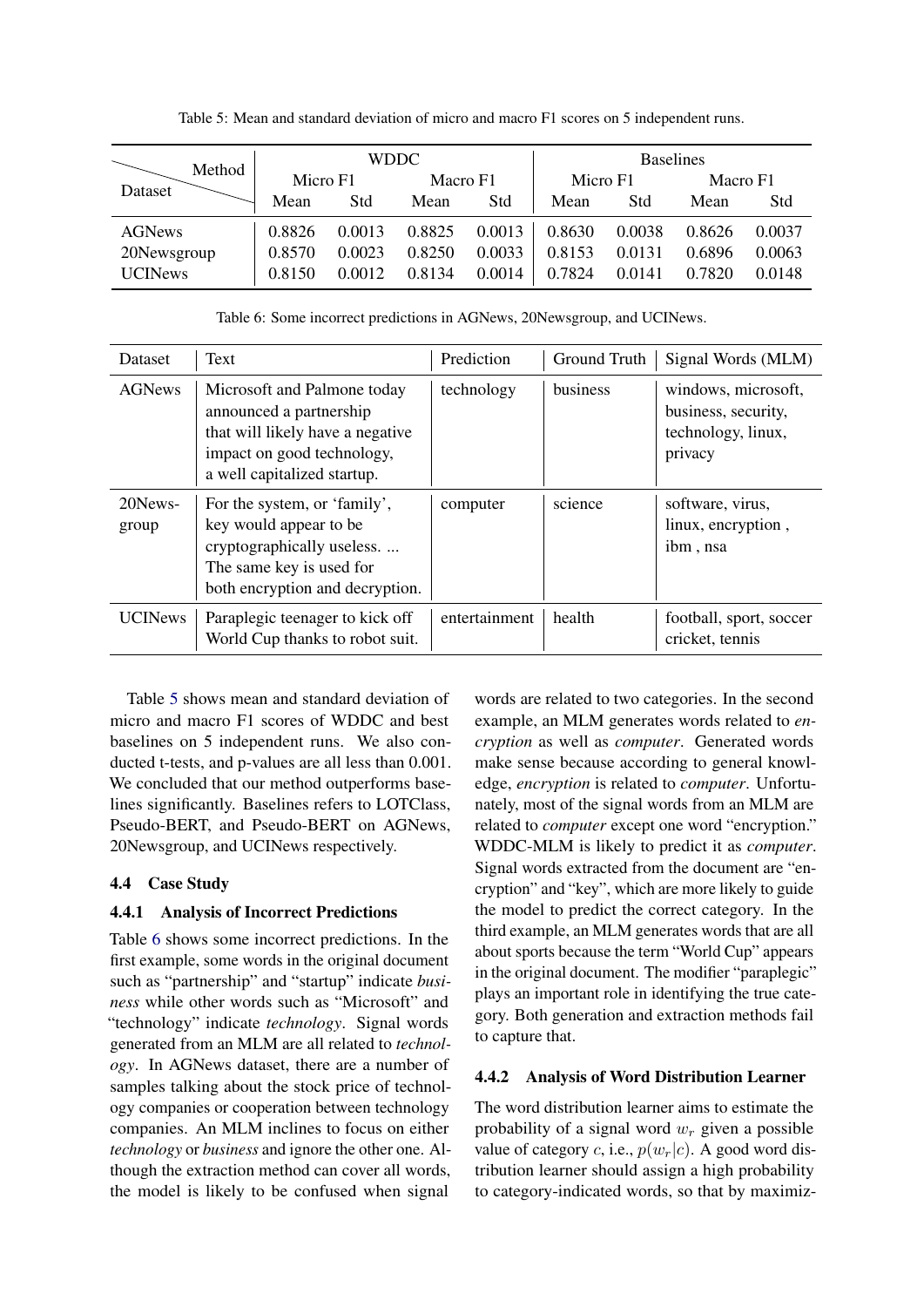Table 5: Mean and standard deviation of micro and macro F1 scores on 5 independent runs.

| Dataset \ Method | WDDC | | | | Baselines | | | |
|---|---|---|---|---|---|---|---|---|
| | Micro F1 | | Macro F1 | | Micro F1 | | Macro F1 | |
| | Mean | Std | Mean | Std | Mean | Std | Mean | Std |
| AGNews | 0.8826 | 0.0013 | 0.8825 | 0.0013 | 0.8630 | 0.0038 | 0.8626 | 0.0037 |
| 20Newsgroup | 0.8570 | 0.0023 | 0.8250 | 0.0033 | 0.8153 | 0.0131 | 0.6896 | 0.0063 |
| UCINews | 0.8150 | 0.0012 | 0.8134 | 0.0014 | 0.7824 | 0.0141 | 0.7820 | 0.0148 |

Table 6: Some incorrect predictions in AGNews, 20Newsgroup, and UCINews.

| Dataset | Text | Prediction | Ground Truth | Signal Words (MLM) |
|---|---|---|---|---|
| AGNews | Microsoft and Palmone today announced a partnership that will likely have a negative impact on good technology, a well capitalized startup. | technology | business | windows, microsoft, business, security, technology, linux, privacy |
| 20News-group | For the system, or 'family', key would appear to be cryptographically useless. ... The same key is used for both encryption and decryption. | computer | science | software, virus, linux, encryption , ibm , nsa |
| UCINews | Paraplegic teenager to kick off World Cup thanks to robot suit. | entertainment | health | football, sport, soccer cricket, tennis |

Table 5 shows mean and standard deviation of micro and macro F1 scores of WDDC and best baselines on 5 independent runs. We also conducted t-tests, and p-values are all less than 0.001. We concluded that our method outperforms baselines significantly. Baselines refers to LOTClass, Pseudo-BERT, and Pseudo-BERT on AGNews, 20Newsgroup, and UCINews respectively.

### 4.4 Case Study

#### 4.4.1 Analysis of Incorrect Predictions

Table 6 shows some incorrect predictions. In the first example, some words in the original document such as "partnership" and "startup" indicate *business* while other words such as "Microsoft" and "technology" indicate *technology*. Signal words generated from an MLM are all related to *technology*. In AGNews dataset, there are a number of samples talking about the stock price of technology companies or cooperation between technology companies. An MLM inclines to focus on either *technology* or *business* and ignore the other one. Although the extraction method can cover all words, the model is likely to be confused when signal words are related to two categories. In the second example, an MLM generates words related to *encryption* as well as *computer*. Generated words make sense because according to general knowledge, *encryption* is related to *computer*. Unfortunately, most of the signal words from an MLM are related to *computer* except one word "encryption." WDDC-MLM is likely to predict it as *computer*. Signal words extracted from the document are "encryption" and "key", which are more likely to guide the model to predict the correct category. In the third example, an MLM generates words that are all about sports because the term "World Cup" appears in the original document. The modifier "paraplegic" plays an important role in identifying the true category. Both generation and extraction methods fail to capture that.

#### 4.4.2 Analysis of Word Distribution Learner

The word distribution learner aims to estimate the probability of a signal word $w_r$ given a possible value of category $c$, i.e., $p(w_r|c)$. A good word distribution learner should assign a high probability to category-indicated words, so that by maximiz-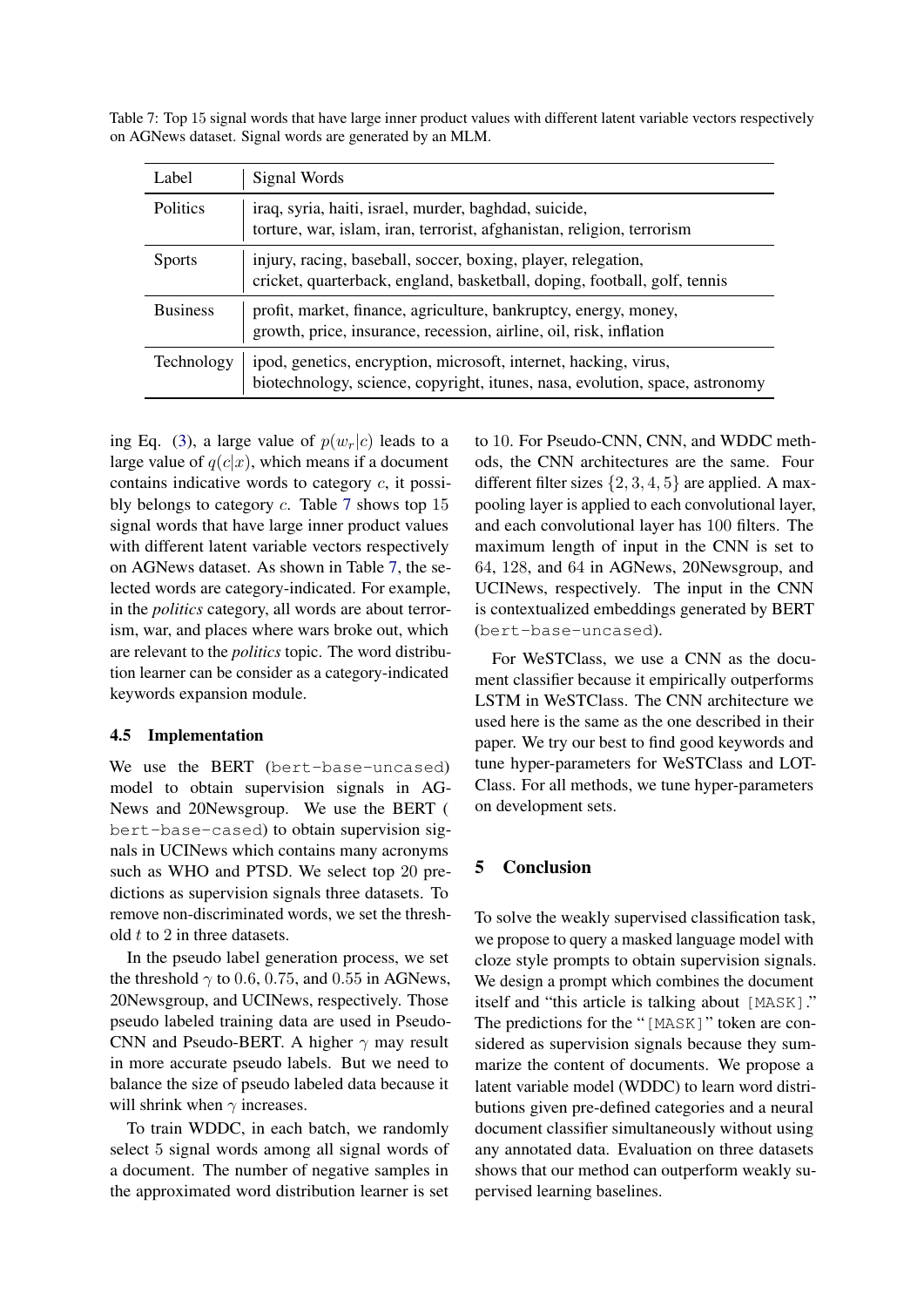Table 7: Top 15 signal words that have large inner product values with different latent variable vectors respectively on AGNews dataset. Signal words are generated by an MLM.

| Label | Signal Words |
| --- | --- |
| Politics | iraq, syria, haiti, israel, murder, baghdad, suicide, torture, war, islam, iran, terrorist, afghanistan, religion, terrorism |
| Sports | injury, racing, baseball, soccer, boxing, player, relegation, cricket, quarterback, england, basketball, doping, football, golf, tennis |
| Business | profit, market, finance, agriculture, bankruptcy, energy, money, growth, price, insurance, recession, airline, oil, risk, inflation |
| Technology | ipod, genetics, encryption, microsoft, internet, hacking, virus, biotechnology, science, copyright, itunes, nasa, evolution, space, astronomy |

ing Eq. (3), a large value of $p(w_r|c)$ leads to a large value of $q(c|x)$, which means if a document contains indicative words to category $c$, it possibly belongs to category $c$. Table 7 shows top 15 signal words that have large inner product values with different latent variable vectors respectively on AGNews dataset. As shown in Table 7, the selected words are category-indicated. For example, in the *politics* category, all words are about terrorism, war, and places where wars broke out, which are relevant to the *politics* topic. The word distribution learner can be consider as a category-indicated keywords expansion module.

### 4.5 Implementation

We use the BERT (bert-base-uncased) model to obtain supervision signals in AGNews and 20Newsgroup. We use the BERT ( bert-base-cased) to obtain supervision signals in UCINews which contains many acronyms such as WHO and PTSD. We select top 20 predictions as supervision signals three datasets. To remove non-discriminated words, we set the threshold $t$ to 2 in three datasets.

In the pseudo label generation process, we set the threshold $\gamma$ to 0.6, 0.75, and 0.55 in AGNews, 20Newsgroup, and UCINews, respectively. Those pseudo labeled training data are used in Pseudo-CNN and Pseudo-BERT. A higher $\gamma$ may result in more accurate pseudo labels. But we need to balance the size of pseudo labeled data because it will shrink when $\gamma$ increases.

To train WDDC, in each batch, we randomly select 5 signal words among all signal words of a document. The number of negative samples in the approximated word distribution learner is set to 10. For Pseudo-CNN, CNN, and WDDC methods, the CNN architectures are the same. Four different filter sizes $\{2, 3, 4, 5\}$ are applied. A max-pooling layer is applied to each convolutional layer, and each convolutional layer has 100 filters. The maximum length of input in the CNN is set to 64, 128, and 64 in AGNews, 20Newsgroup, and UCINews, respectively. The input in the CNN is contextualized embeddings generated by BERT (bert-base-uncased).

For WeSTClass, we use a CNN as the document classifier because it empirically outperforms LSTM in WeSTClass. The CNN architecture we used here is the same as the one described in their paper. We try our best to find good keywords and tune hyper-parameters for WeSTClass and LOTClass. For all methods, we tune hyper-parameters on development sets.

## 5 Conclusion

To solve the weakly supervised classification task, we propose to query a masked language model with cloze style prompts to obtain supervision signals. We design a prompt which combines the document itself and "this article is talking about [MASK]." The predictions for the "[MASK]" token are considered as supervision signals because they summarize the content of documents. We propose a latent variable model (WDDC) to learn word distributions given pre-defined categories and a neural document classifier simultaneously without using any annotated data. Evaluation on three datasets shows that our method can outperform weakly supervised learning baselines.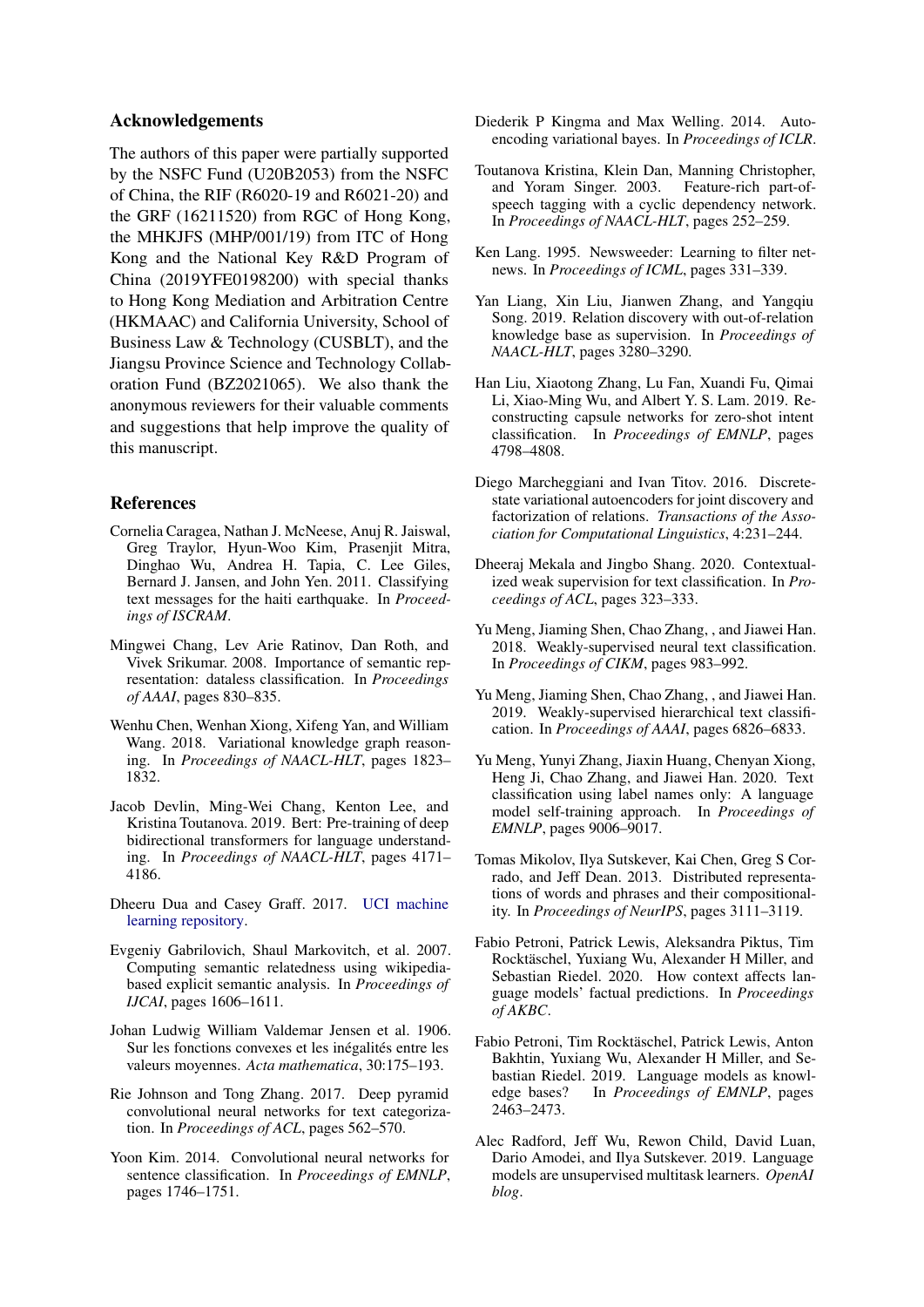## Acknowledgements

The authors of this paper were partially supported by the NSFC Fund (U20B2053) from the NSFC of China, the RIF (R6020-19 and R6021-20) and the GRF (16211520) from RGC of Hong Kong, the MHKJFS (MHP/001/19) from ITC of Hong Kong and the National Key R&D Program of China (2019YFE0198200) with special thanks to Hong Kong Mediation and Arbitration Centre (HKMAAC) and California University, School of Business Law & Technology (CUSBLT), and the Jiangsu Province Science and Technology Collaboration Fund (BZ2021065). We also thank the anonymous reviewers for their valuable comments and suggestions that help improve the quality of this manuscript.

## References

Cornelia Caragea, Nathan J. McNeese, Anuj R. Jaiswal, Greg Traylor, Hyun-Woo Kim, Prasenjit Mitra, Dinghao Wu, Andrea H. Tapia, C. Lee Giles, Bernard J. Jansen, and John Yen. 2011. Classifying text messages for the haiti earthquake. In *Proceedings of ISCRAM*.

Mingwei Chang, Lev Arie Ratinov, Dan Roth, and Vivek Srikumar. 2008. Importance of semantic representation: dataless classification. In *Proceedings of AAAI*, pages 830–835.

Wenhu Chen, Wenhan Xiong, Xifeng Yan, and William Wang. 2018. Variational knowledge graph reasoning. In *Proceedings of NAACL-HLT*, pages 1823–1832.

Jacob Devlin, Ming-Wei Chang, Kenton Lee, and Kristina Toutanova. 2019. Bert: Pre-training of deep bidirectional transformers for language understanding. In *Proceedings of NAACL-HLT*, pages 4171–4186.

Dheeru Dua and Casey Graff. 2017. UCI machine learning repository.

Evgeniy Gabrilovich, Shaul Markovitch, et al. 2007. Computing semantic relatedness using wikipedia-based explicit semantic analysis. In *Proceedings of IJCAI*, pages 1606–1611.

Johan Ludwig William Valdemar Jensen et al. 1906. Sur les fonctions convexes et les inégalités entre les valeurs moyennes. *Acta mathematica*, 30:175–193.

Rie Johnson and Tong Zhang. 2017. Deep pyramid convolutional neural networks for text categorization. In *Proceedings of ACL*, pages 562–570.

Yoon Kim. 2014. Convolutional neural networks for sentence classification. In *Proceedings of EMNLP*, pages 1746–1751.

Diederik P Kingma and Max Welling. 2014. Auto-encoding variational bayes. In *Proceedings of ICLR*.

Toutanova Kristina, Klein Dan, Manning Christopher, and Yoram Singer. 2003. Feature-rich part-of-speech tagging with a cyclic dependency network. In *Proceedings of NAACL-HLT*, pages 252–259.

Ken Lang. 1995. Newsweeder: Learning to filter netnews. In *Proceedings of ICML*, pages 331–339.

Yan Liang, Xin Liu, Jianwen Zhang, and Yangqiu Song. 2019. Relation discovery with out-of-relation knowledge base as supervision. In *Proceedings of NAACL-HLT*, pages 3280–3290.

Han Liu, Xiaotong Zhang, Lu Fan, Xuandi Fu, Qimai Li, Xiao-Ming Wu, and Albert Y. S. Lam. 2019. Reconstructing capsule networks for zero-shot intent classification. In *Proceedings of EMNLP*, pages 4798–4808.

Diego Marcheggiani and Ivan Titov. 2016. Discrete-state variational autoencoders for joint discovery and factorization of relations. *Transactions of the Association for Computational Linguistics*, 4:231–244.

Dheeraj Mekala and Jingbo Shang. 2020. Contextualized weak supervision for text classification. In *Proceedings of ACL*, pages 323–333.

Yu Meng, Jiaming Shen, Chao Zhang, , and Jiawei Han. 2018. Weakly-supervised neural text classification. In *Proceedings of CIKM*, pages 983–992.

Yu Meng, Jiaming Shen, Chao Zhang, , and Jiawei Han. 2019. Weakly-supervised hierarchical text classification. In *Proceedings of AAAI*, pages 6826–6833.

Yu Meng, Yunyi Zhang, Jiaxin Huang, Chenyan Xiong, Heng Ji, Chao Zhang, and Jiawei Han. 2020. Text classification using label names only: A language model self-training approach. In *Proceedings of EMNLP*, pages 9006–9017.

Tomas Mikolov, Ilya Sutskever, Kai Chen, Greg S Corrado, and Jeff Dean. 2013. Distributed representations of words and phrases and their compositionality. In *Proceedings of NeurIPS*, pages 3111–3119.

Fabio Petroni, Patrick Lewis, Aleksandra Piktus, Tim Rocktäschel, Yuxiang Wu, Alexander H Miller, and Sebastian Riedel. 2020. How context affects language models' factual predictions. In *Proceedings of AKBC*.

Fabio Petroni, Tim Rocktäschel, Patrick Lewis, Anton Bakhtin, Yuxiang Wu, Alexander H Miller, and Sebastian Riedel. 2019. Language models as knowledge bases? In *Proceedings of EMNLP*, pages 2463–2473.

Alec Radford, Jeff Wu, Rewon Child, David Luan, Dario Amodei, and Ilya Sutskever. 2019. Language models are unsupervised multitask learners. *OpenAI blog*.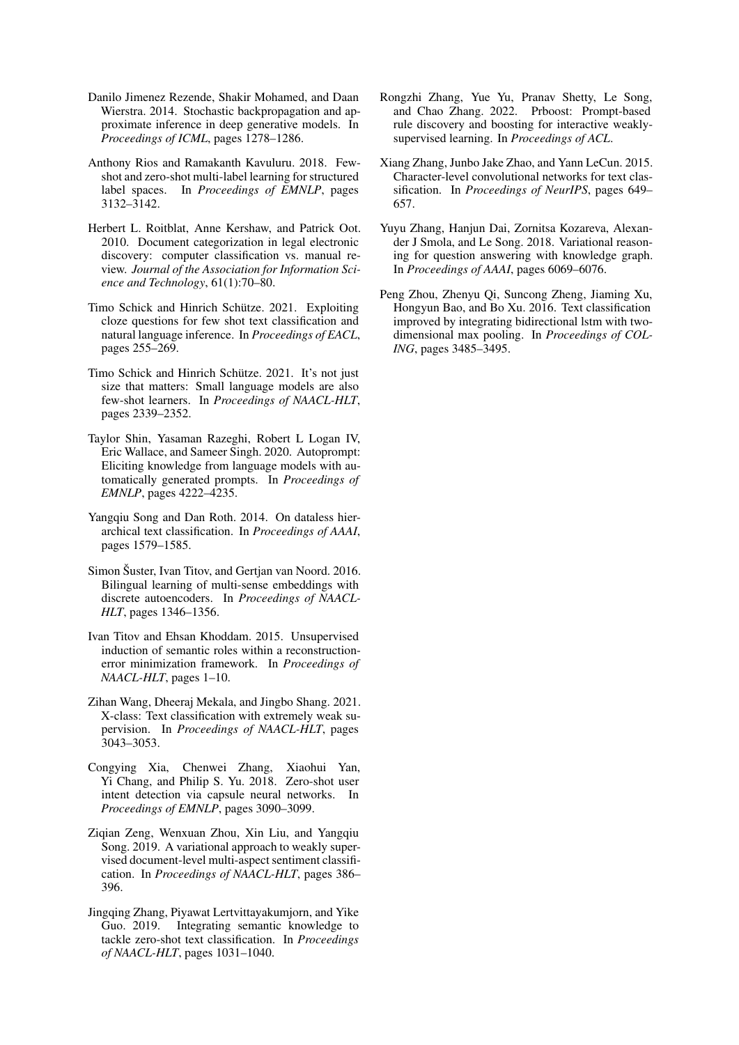Danilo Jimenez Rezende, Shakir Mohamed, and Daan Wierstra. 2014. Stochastic backpropagation and approximate inference in deep generative models. In *Proceedings of ICML*, pages 1278–1286.

Anthony Rios and Ramakanth Kavuluru. 2018. Few-shot and zero-shot multi-label learning for structured label spaces. In *Proceedings of EMNLP*, pages 3132–3142.

Herbert L. Roitblat, Anne Kershaw, and Patrick Oot. 2010. Document categorization in legal electronic discovery: computer classification vs. manual review. *Journal of the Association for Information Science and Technology*, 61(1):70–80.

Timo Schick and Hinrich Schütze. 2021. Exploiting cloze questions for few shot text classification and natural language inference. In *Proceedings of EACL*, pages 255–269.

Timo Schick and Hinrich Schütze. 2021. It's not just size that matters: Small language models are also few-shot learners. In *Proceedings of NAACL-HLT*, pages 2339–2352.

Taylor Shin, Yasaman Razeghi, Robert L Logan IV, Eric Wallace, and Sameer Singh. 2020. Autoprompt: Eliciting knowledge from language models with automatically generated prompts. In *Proceedings of EMNLP*, pages 4222–4235.

Yangqiu Song and Dan Roth. 2014. On dataless hierarchical text classification. In *Proceedings of AAAI*, pages 1579–1585.

Simon Šuster, Ivan Titov, and Gertjan van Noord. 2016. Bilingual learning of multi-sense embeddings with discrete autoencoders. In *Proceedings of NAACL-HLT*, pages 1346–1356.

Ivan Titov and Ehsan Khoddam. 2015. Unsupervised induction of semantic roles within a reconstruction-error minimization framework. In *Proceedings of NAACL-HLT*, pages 1–10.

Zihan Wang, Dheeraj Mekala, and Jingbo Shang. 2021. X-class: Text classification with extremely weak supervision. In *Proceedings of NAACL-HLT*, pages 3043–3053.

Congying Xia, Chenwei Zhang, Xiaohui Yan, Yi Chang, and Philip S. Yu. 2018. Zero-shot user intent detection via capsule neural networks. In *Proceedings of EMNLP*, pages 3090–3099.

Ziqian Zeng, Wenxuan Zhou, Xin Liu, and Yangqiu Song. 2019. A variational approach to weakly supervised document-level multi-aspect sentiment classification. In *Proceedings of NAACL-HLT*, pages 386–396.

Jingqing Zhang, Piyawat Lertvittayakumjorn, and Yike Guo. 2019. Integrating semantic knowledge to tackle zero-shot text classification. In *Proceedings of NAACL-HLT*, pages 1031–1040.

Rongzhi Zhang, Yue Yu, Pranav Shetty, Le Song, and Chao Zhang. 2022. Prboost: Prompt-based rule discovery and boosting for interactive weakly-supervised learning. In *Proceedings of ACL*.

Xiang Zhang, Junbo Jake Zhao, and Yann LeCun. 2015. Character-level convolutional networks for text classification. In *Proceedings of NeurIPS*, pages 649–657.

Yuyu Zhang, Hanjun Dai, Zornitsa Kozareva, Alexander J Smola, and Le Song. 2018. Variational reasoning for question answering with knowledge graph. In *Proceedings of AAAI*, pages 6069–6076.

Peng Zhou, Zhenyu Qi, Suncong Zheng, Jiaming Xu, Hongyun Bao, and Bo Xu. 2016. Text classification improved by integrating bidirectional lstm with two-dimensional max pooling. In *Proceedings of COLING*, pages 3485–3495.